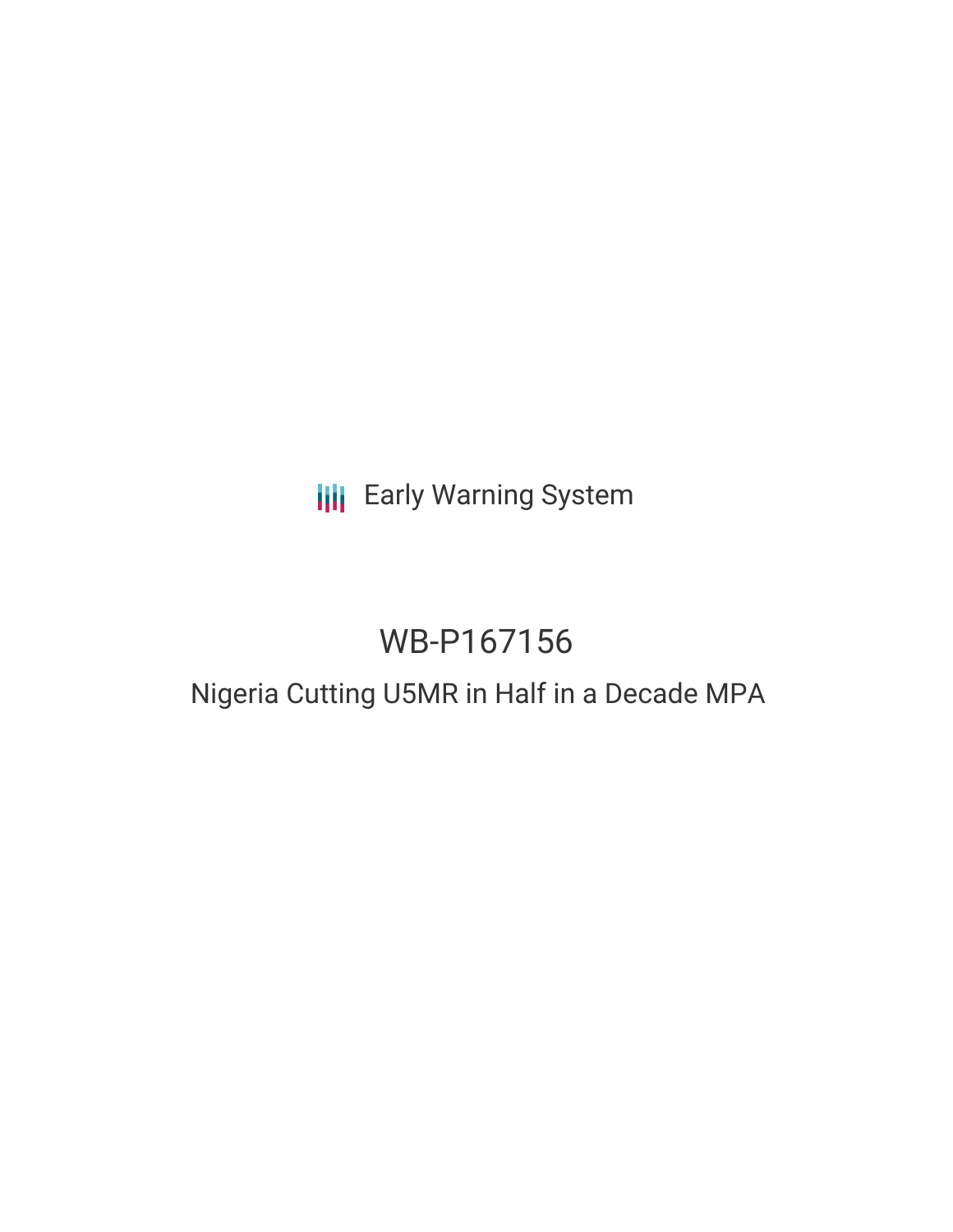Early Warning System

# WB-P167156

## Nigeria Cutting U5MR in Half in a Decade MPA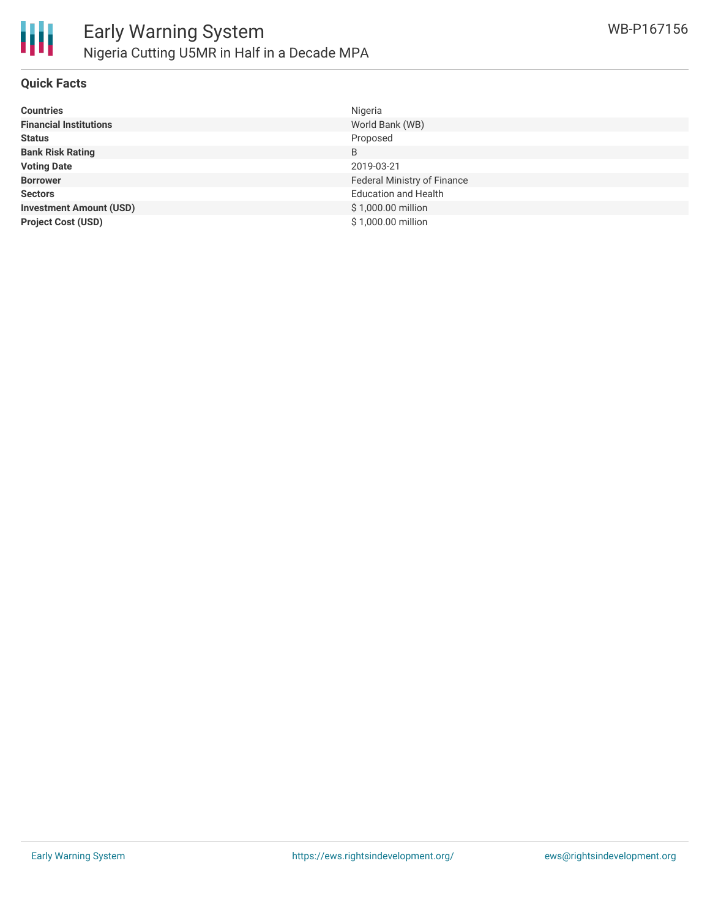# Early Warning System

## Nigeria Cutting U5MR in Half in a Decade MPA

WB-P167156

### Quick Facts

| | |
|---|---|
| **Countries** | Nigeria |
| **Financial Institutions** | World Bank (WB) |
| **Status** | Proposed |
| **Bank Risk Rating** | B |
| **Voting Date** | 2019-03-21 |
| **Borrower** | Federal Ministry of Finance |
| **Sectors** | Education and Health |
| **Investment Amount (USD)** | $ 1,000.00 million |
| **Project Cost (USD)** | $ 1,000.00 million |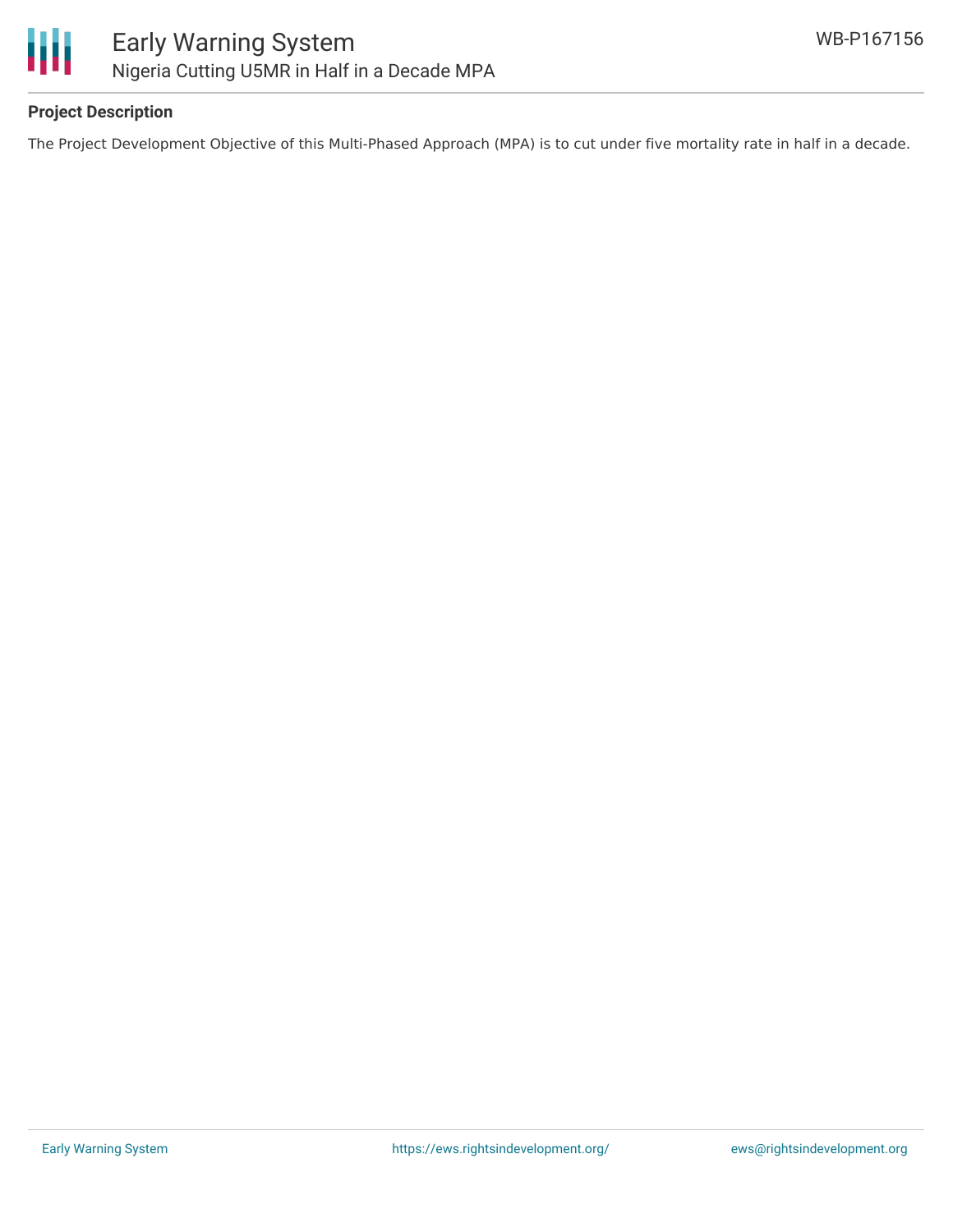**Project Description**

The Project Development Objective of this Multi-Phased Approach (MPA) is to cut under five mortality rate in half in a decade.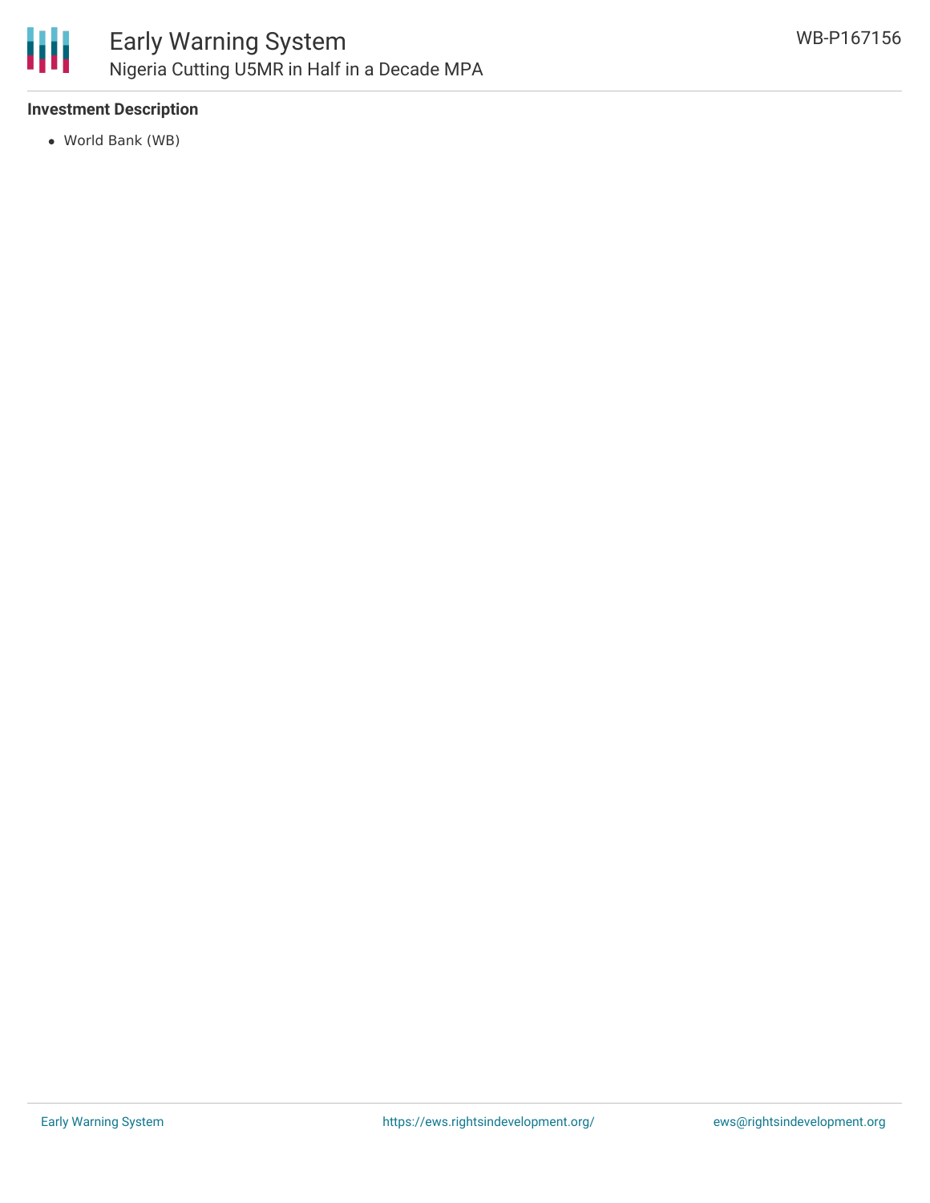**Investment Description**

- World Bank (WB)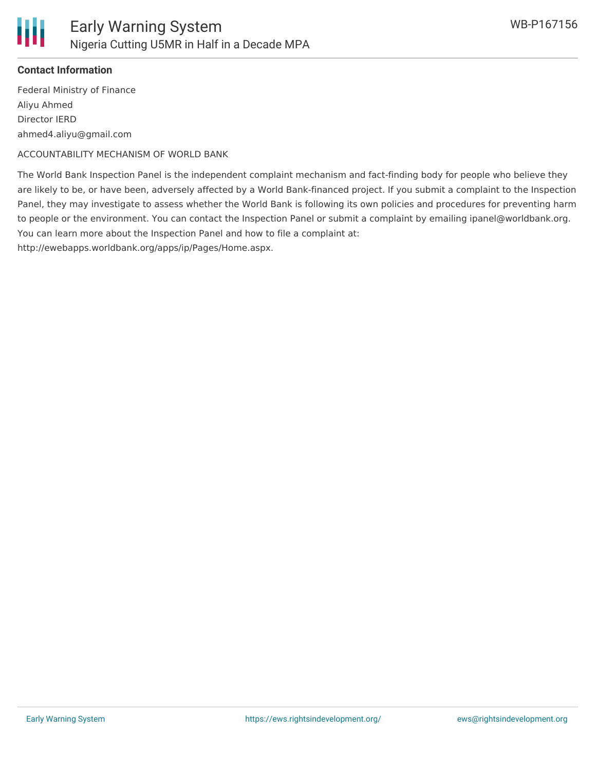**Contact Information**

Federal Ministry of Finance
Aliyu Ahmed
Director IERD
ahmed4.aliyu@gmail.com

ACCOUNTABILITY MECHANISM OF WORLD BANK

The World Bank Inspection Panel is the independent complaint mechanism and fact-finding body for people who believe they are likely to be, or have been, adversely affected by a World Bank-financed project. If you submit a complaint to the Inspection Panel, they may investigate to assess whether the World Bank is following its own policies and procedures for preventing harm to people or the environment. You can contact the Inspection Panel or submit a complaint by emailing ipanel@worldbank.org. You can learn more about the Inspection Panel and how to file a complaint at: http://ewebapps.worldbank.org/apps/ip/Pages/Home.aspx.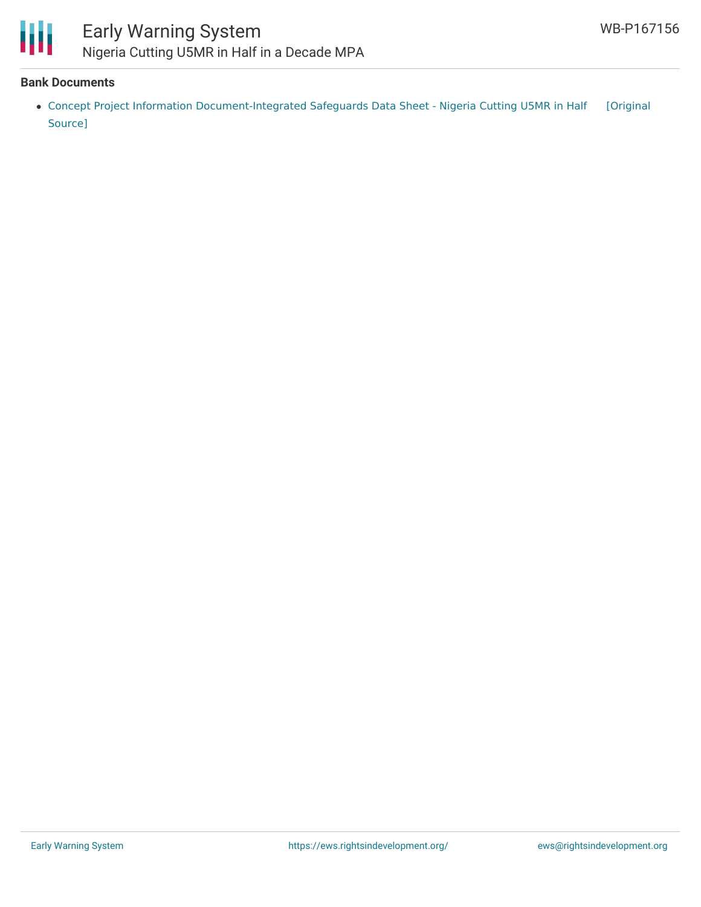**Bank Documents**

- Concept Project Information Document-Integrated Safeguards Data Sheet - Nigeria Cutting U5MR in Half [Original Source]